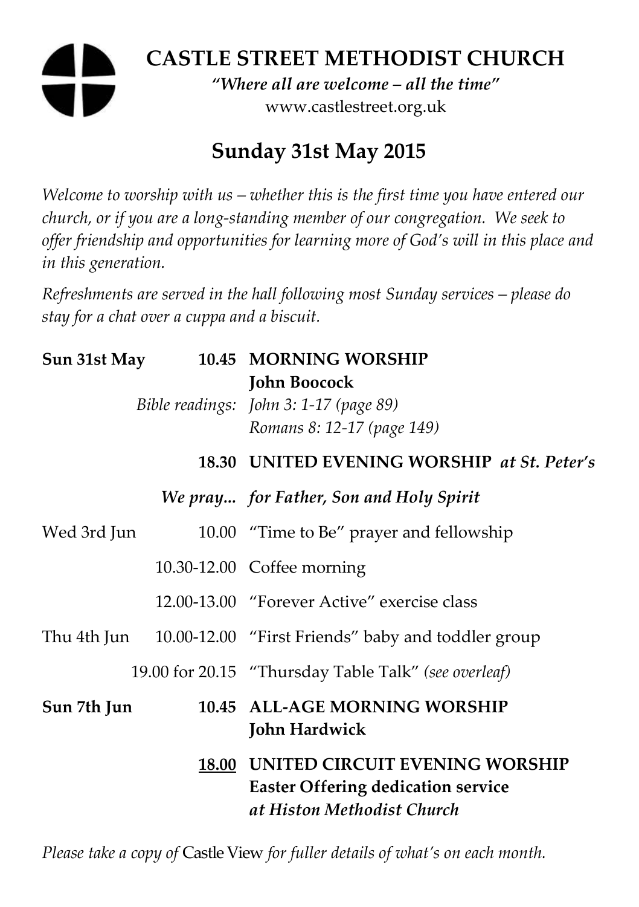# CASTLE STREET METHODIST CHURCH

*"Where all are welcome – all the time"*
www.castlestreet.org.uk

## Sunday 31st May 2015

*Welcome to worship with us – whether this is the first time you have entered our church, or if you are a long-standing member of our congregation. We seek to offer friendship and opportunities for learning more of God's will in this place and in this generation.*

*Refreshments are served in the hall following most Sunday services – please do stay for a chat over a cuppa and a biscuit.*

| | | |
|---|---|---|
| **Sun 31st May** | **10.45** | **MORNING WORSHIP** **John Boocock** |
| | *Bible readings:* | *John 3: 1-17 (page 89)* *Romans 8: 12-17 (page 149)* |
| | **18.30** | **UNITED EVENING WORSHIP** ***at St. Peter's*** |
| | ***We pray...*** | ***for Father, Son and Holy Spirit*** |
| Wed 3rd Jun | 10.00 | "Time to Be" prayer and fellowship |
| | 10.30-12.00 | Coffee morning |
| | 12.00-13.00 | "Forever Active" exercise class |
| Thu 4th Jun | 10.00-12.00 | "First Friends" baby and toddler group |
| | 19.00 for 20.15 | "Thursday Table Talk" *(see overleaf)* |
| **Sun 7th Jun** | **10.45** | **ALL-AGE MORNING WORSHIP** **John Hardwick** |
| | **18.00** | **UNITED CIRCUIT EVENING WORSHIP** **Easter Offering dedication service** ***at Histon Methodist Church*** |

*Please take a copy of* Castle View *for fuller details of what's on each month.*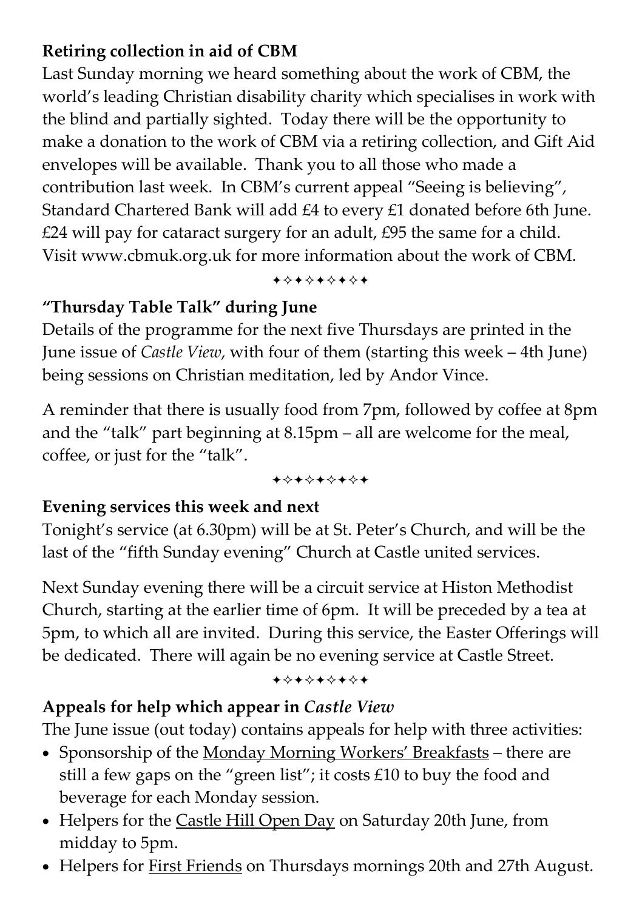**Retiring collection in aid of CBM**

Last Sunday morning we heard something about the work of CBM, the world's leading Christian disability charity which specialises in work with the blind and partially sighted. Today there will be the opportunity to make a donation to the work of CBM via a retiring collection, and Gift Aid envelopes will be available. Thank you to all those who made a contribution last week. In CBM's current appeal "Seeing is believing", Standard Chartered Bank will add £4 to every £1 donated before 6th June. £24 will pay for cataract surgery for an adult, £95 the same for a child. Visit www.cbmuk.org.uk for more information about the work of CBM.

✦✧✦✧✦✧✦✧✦

**"Thursday Table Talk" during June**

Details of the programme for the next five Thursdays are printed in the June issue of *Castle View*, with four of them (starting this week – 4th June) being sessions on Christian meditation, led by Andor Vince.

A reminder that there is usually food from 7pm, followed by coffee at 8pm and the "talk" part beginning at 8.15pm – all are welcome for the meal, coffee, or just for the "talk".

✦✧✦✧✦✧✦✧✦

**Evening services this week and next**

Tonight's service (at 6.30pm) will be at St. Peter's Church, and will be the last of the "fifth Sunday evening" Church at Castle united services.

Next Sunday evening there will be a circuit service at Histon Methodist Church, starting at the earlier time of 6pm. It will be preceded by a tea at 5pm, to which all are invited. During this service, the Easter Offerings will be dedicated. There will again be no evening service at Castle Street.

✦✧✦✧✦✧✦✧✦

**Appeals for help which appear in *Castle View***

The June issue (out today) contains appeals for help with three activities:

- Sponsorship of the Monday Morning Workers' Breakfasts – there are still a few gaps on the "green list"; it costs £10 to buy the food and beverage for each Monday session.
- Helpers for the Castle Hill Open Day on Saturday 20th June, from midday to 5pm.
- Helpers for First Friends on Thursdays mornings 20th and 27th August.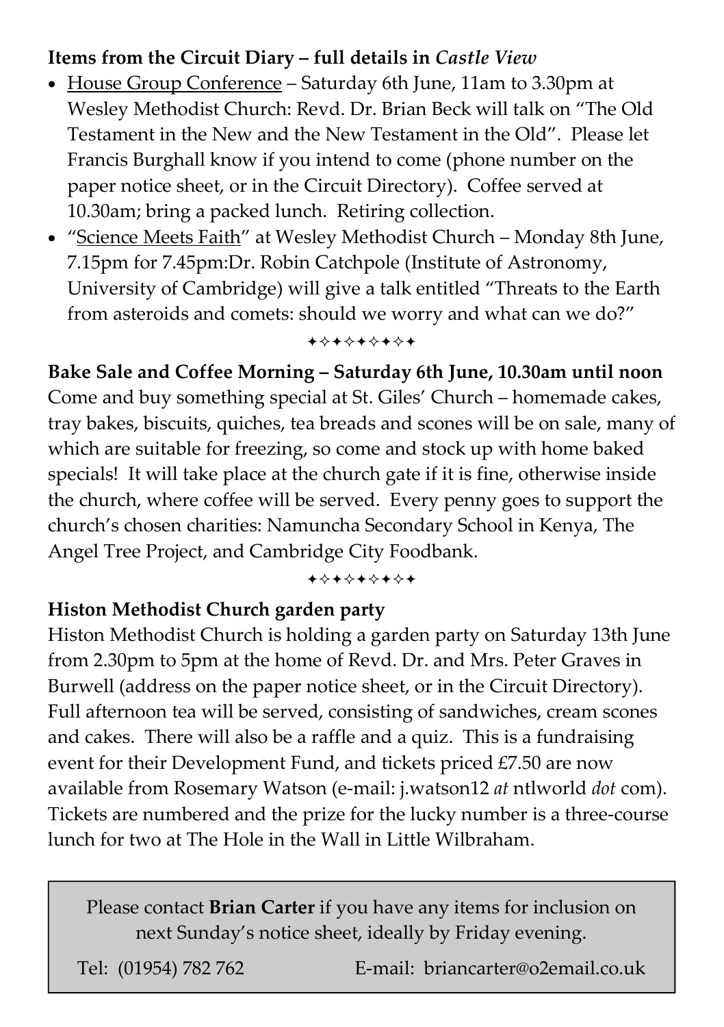**Items from the Circuit Diary – full details in *Castle View***

- House Group Conference – Saturday 6th June, 11am to 3.30pm at Wesley Methodist Church: Revd. Dr. Brian Beck will talk on "The Old Testament in the New and the New Testament in the Old". Please let Francis Burghall know if you intend to come (phone number on the paper notice sheet, or in the Circuit Directory). Coffee served at 10.30am; bring a packed lunch. Retiring collection.
- "Science Meets Faith" at Wesley Methodist Church – Monday 8th June, 7.15pm for 7.45pm:Dr. Robin Catchpole (Institute of Astronomy, University of Cambridge) will give a talk entitled "Threats to the Earth from asteroids and comets: should we worry and what can we do?"

✦✧✦✧✦✧✦✧✦

**Bake Sale and Coffee Morning – Saturday 6th June, 10.30am until noon**

Come and buy something special at St. Giles' Church – homemade cakes, tray bakes, biscuits, quiches, tea breads and scones will be on sale, many of which are suitable for freezing, so come and stock up with home baked specials! It will take place at the church gate if it is fine, otherwise inside the church, where coffee will be served. Every penny goes to support the church's chosen charities: Namuncha Secondary School in Kenya, The Angel Tree Project, and Cambridge City Foodbank.

✦✧✦✧✦✧✦✧✦

**Histon Methodist Church garden party**

Histon Methodist Church is holding a garden party on Saturday 13th June from 2.30pm to 5pm at the home of Revd. Dr. and Mrs. Peter Graves in Burwell (address on the paper notice sheet, or in the Circuit Directory). Full afternoon tea will be served, consisting of sandwiches, cream scones and cakes. There will also be a raffle and a quiz. This is a fundraising event for their Development Fund, and tickets priced £7.50 are now available from Rosemary Watson (e-mail: j.watson12 *at* ntlworld *dot* com). Tickets are numbered and the prize for the lucky number is a three-course lunch for two at The Hole in the Wall in Little Wilbraham.

Please contact **Brian Carter** if you have any items for inclusion on next Sunday's notice sheet, ideally by Friday evening.

Tel: (01954) 782 762 E-mail: briancarter@o2email.co.uk